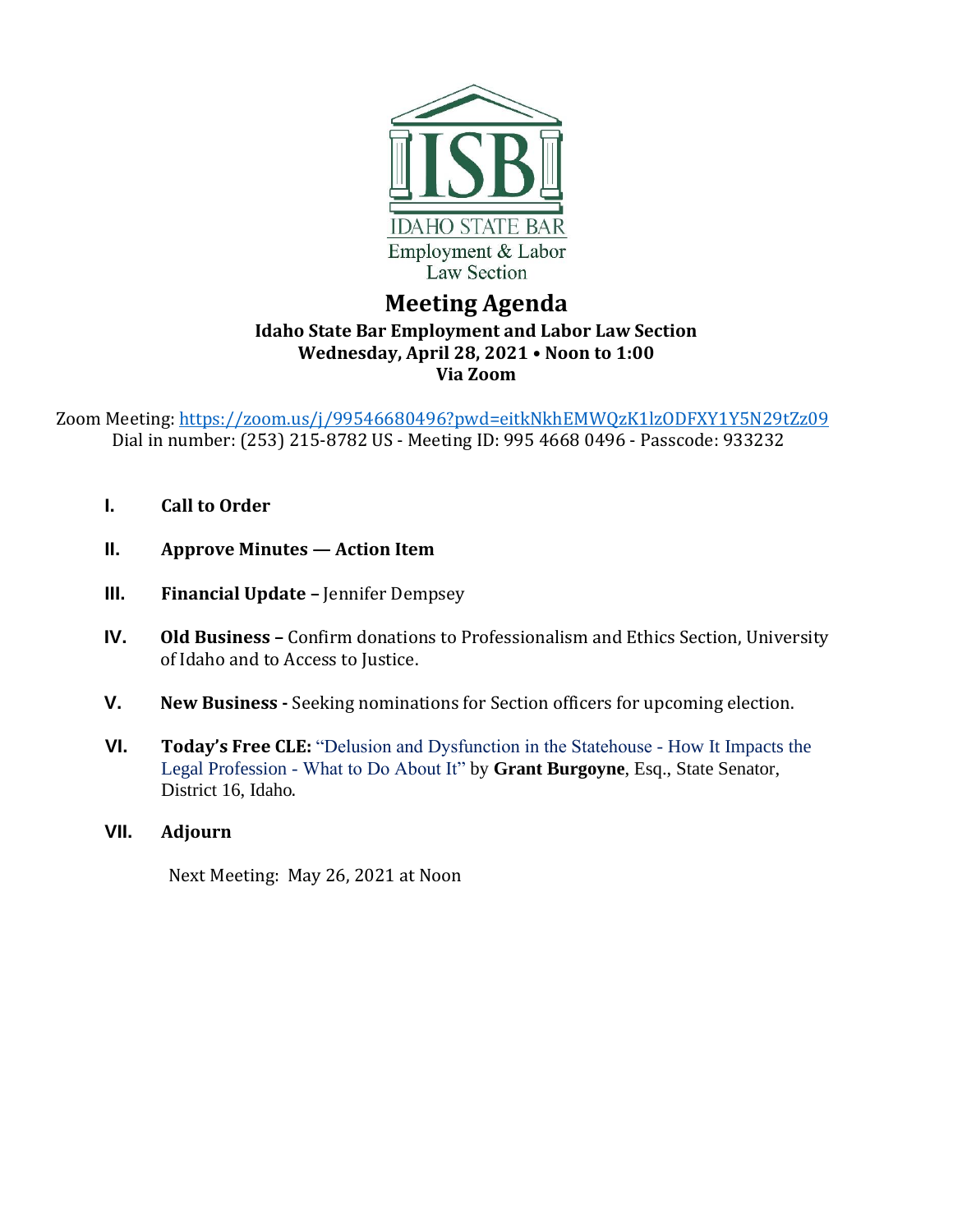IDAHO STATE BAR
Employment & Labor
Law Section

# Meeting Agenda

**Idaho State Bar Employment and Labor Law Section**
**Wednesday, April 28, 2021 • Noon to 1:00**
**Via Zoom**

Zoom Meeting: https://zoom.us/j/99546680496?pwd=eitkNkhEMWQzK1lzODFXY1Y5N29tZz09
Dial in number: (253) 215-8782 US - Meeting ID: 995 4668 0496 - Passcode: 933232

I. **Call to Order**

II. **Approve Minutes — Action Item**

III. **Financial Update –** Jennifer Dempsey

IV. **Old Business –** Confirm donations to Professionalism and Ethics Section, University of Idaho and to Access to Justice.

V. **New Business -** Seeking nominations for Section officers for upcoming election.

VI. **Today's Free CLE:** "Delusion and Dysfunction in the Statehouse - How It Impacts the Legal Profession - What to Do About It" by **Grant Burgoyne**, Esq., State Senator, District 16, Idaho.

VII. **Adjourn**

Next Meeting: May 26, 2021 at Noon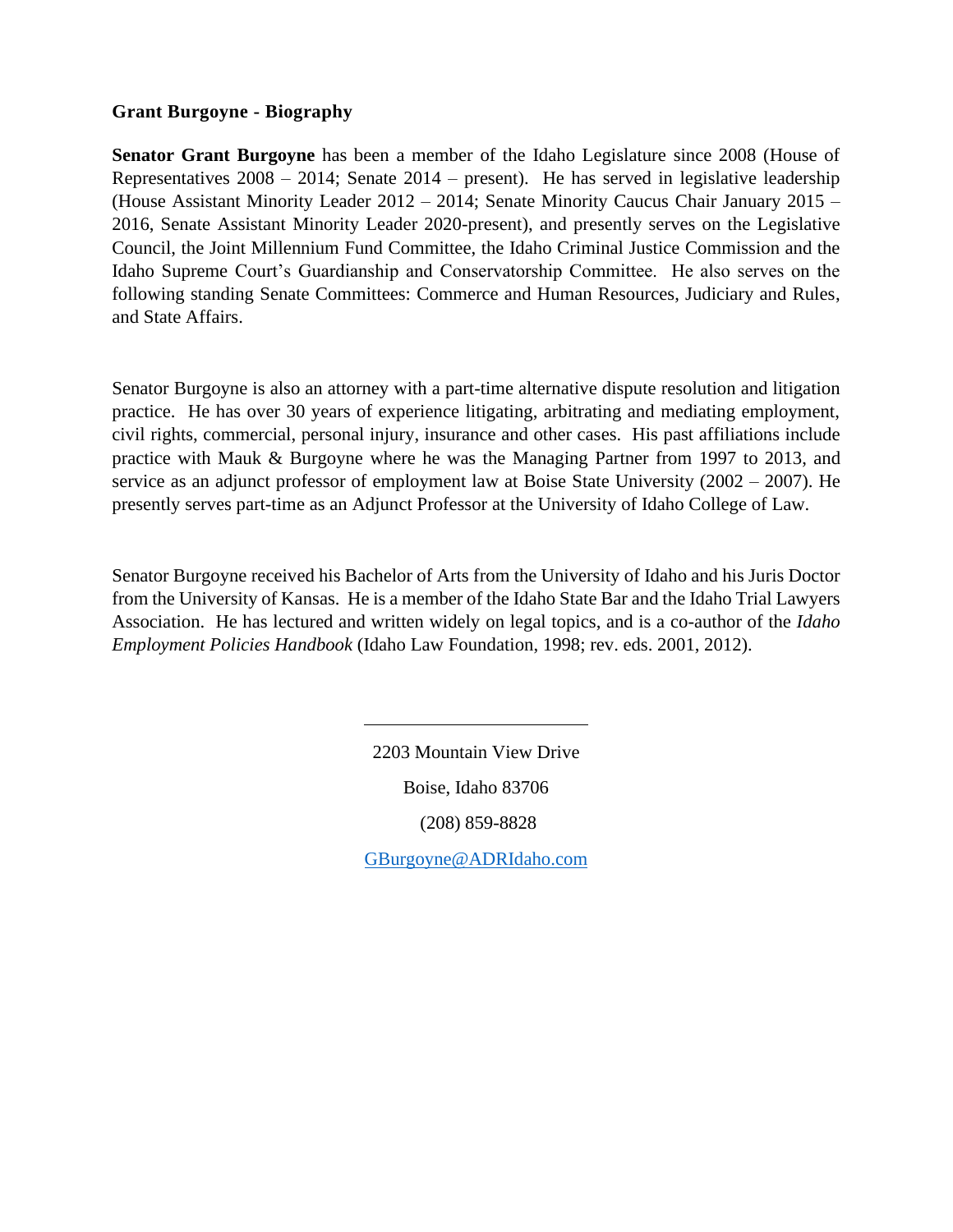**Grant Burgoyne - Biography**

**Senator Grant Burgoyne** has been a member of the Idaho Legislature since 2008 (House of Representatives 2008 – 2014; Senate 2014 – present). He has served in legislative leadership (House Assistant Minority Leader 2012 – 2014; Senate Minority Caucus Chair January 2015 – 2016, Senate Assistant Minority Leader 2020-present), and presently serves on the Legislative Council, the Joint Millennium Fund Committee, the Idaho Criminal Justice Commission and the Idaho Supreme Court's Guardianship and Conservatorship Committee. He also serves on the following standing Senate Committees: Commerce and Human Resources, Judiciary and Rules, and State Affairs.

Senator Burgoyne is also an attorney with a part-time alternative dispute resolution and litigation practice. He has over 30 years of experience litigating, arbitrating and mediating employment, civil rights, commercial, personal injury, insurance and other cases. His past affiliations include practice with Mauk & Burgoyne where he was the Managing Partner from 1997 to 2013, and service as an adjunct professor of employment law at Boise State University (2002 – 2007). He presently serves part-time as an Adjunct Professor at the University of Idaho College of Law.

Senator Burgoyne received his Bachelor of Arts from the University of Idaho and his Juris Doctor from the University of Kansas. He is a member of the Idaho State Bar and the Idaho Trial Lawyers Association. He has lectured and written widely on legal topics, and is a co-author of the *Idaho Employment Policies Handbook* (Idaho Law Foundation, 1998; rev. eds. 2001, 2012).

---

2203 Mountain View Drive

Boise, Idaho 83706

(208) 859-8828

GBurgoyne@ADRIdaho.com